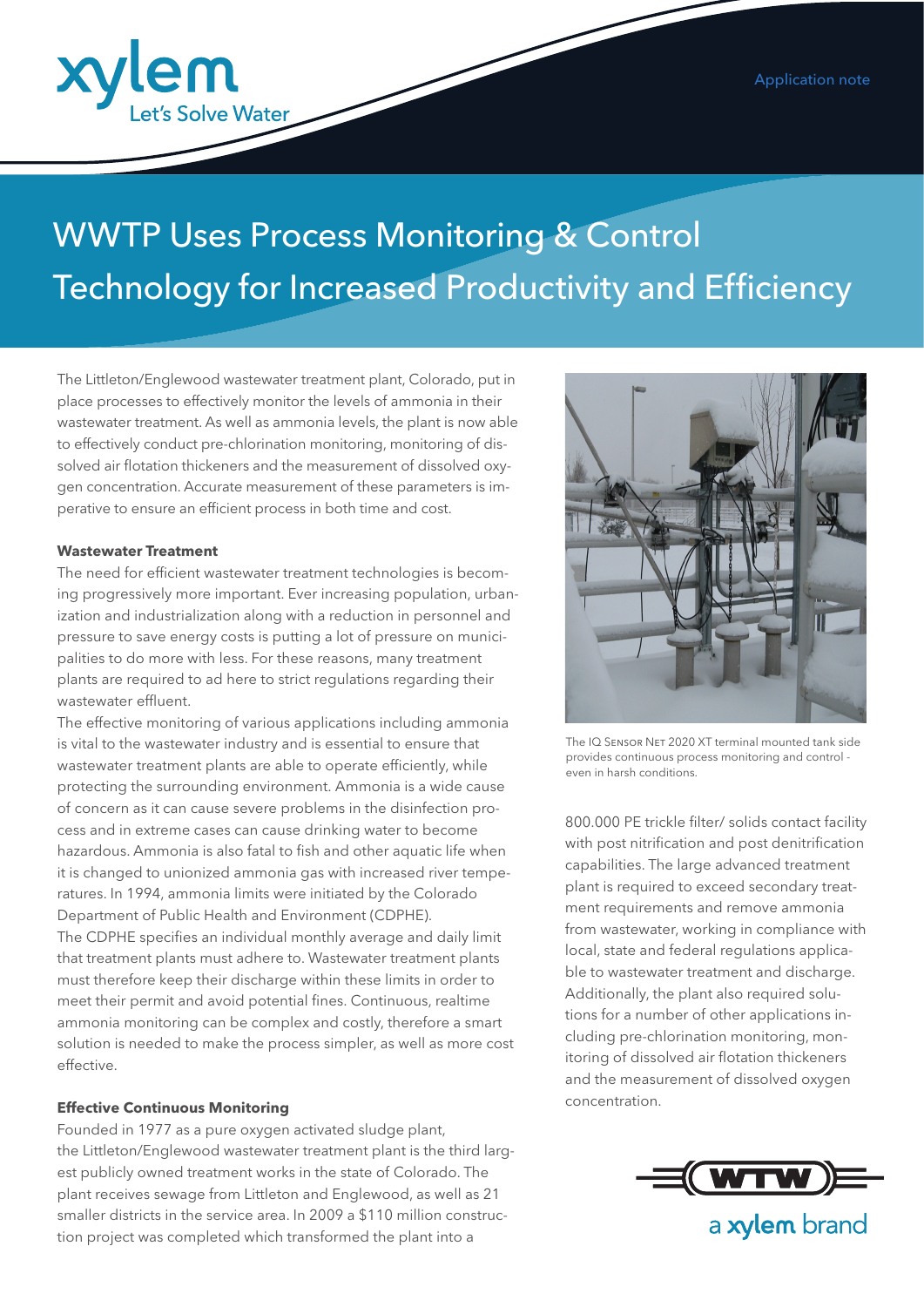Application note

# WWTP Uses Process Monitoring & Control Technology for Increased Productivity and Efficiency

The Littleton/Englewood wastewater treatment plant, Colorado, put in place processes to effectively monitor the levels of ammonia in their wastewater treatment. As well as ammonia levels, the plant is now able to effectively conduct pre-chlorination monitoring, monitoring of dissolved air flotation thickeners and the measurement of dissolved oxygen concentration. Accurate measurement of these parameters is imperative to ensure an efficient process in both time and cost.

**Wastewater Treatment**

The need for efficient wastewater treatment technologies is becoming progressively more important. Ever increasing population, urbanization and industrialization along with a reduction in personnel and pressure to save energy costs is putting a lot of pressure on municipalities to do more with less. For these reasons, many treatment plants are required to ad here to strict regulations regarding their wastewater effluent.

The effective monitoring of various applications including ammonia is vital to the wastewater industry and is essential to ensure that wastewater treatment plants are able to operate efficiently, while protecting the surrounding environment. Ammonia is a wide cause of concern as it can cause severe problems in the disinfection process and in extreme cases can cause drinking water to become hazardous. Ammonia is also fatal to fish and other aquatic life when it is changed to unionized ammonia gas with increased river temperatures. In 1994, ammonia limits were initiated by the Colorado Department of Public Health and Environment (CDPHE).

The CDPHE specifies an individual monthly average and daily limit that treatment plants must adhere to. Wastewater treatment plants must therefore keep their discharge within these limits in order to meet their permit and avoid potential fines. Continuous, realtime ammonia monitoring can be complex and costly, therefore a smart solution is needed to make the process simpler, as well as more cost effective.

**Effective Continuous Monitoring**

Founded in 1977 as a pure oxygen activated sludge plant, the Littleton/Englewood wastewater treatment plant is the third largest publicly owned treatment works in the state of Colorado. The plant receives sewage from Littleton and Englewood, as well as 21 smaller districts in the service area. In 2009 a $110 million construction project was completed which transformed the plant into a 800.000 PE trickle filter/ solids contact facility with post nitrification and post denitrification capabilities. The large advanced treatment plant is required to exceed secondary treatment requirements and remove ammonia from wastewater, working in compliance with local, state and federal regulations applicable to wastewater treatment and discharge. Additionally, the plant also required solutions for a number of other applications including pre-chlorination monitoring, monitoring of dissolved air flotation thickeners and the measurement of dissolved oxygen concentration.

The IQ Sensor Net 2020 XT terminal mounted tank side provides continuous process monitoring and control - even in harsh conditions.

a xylem brand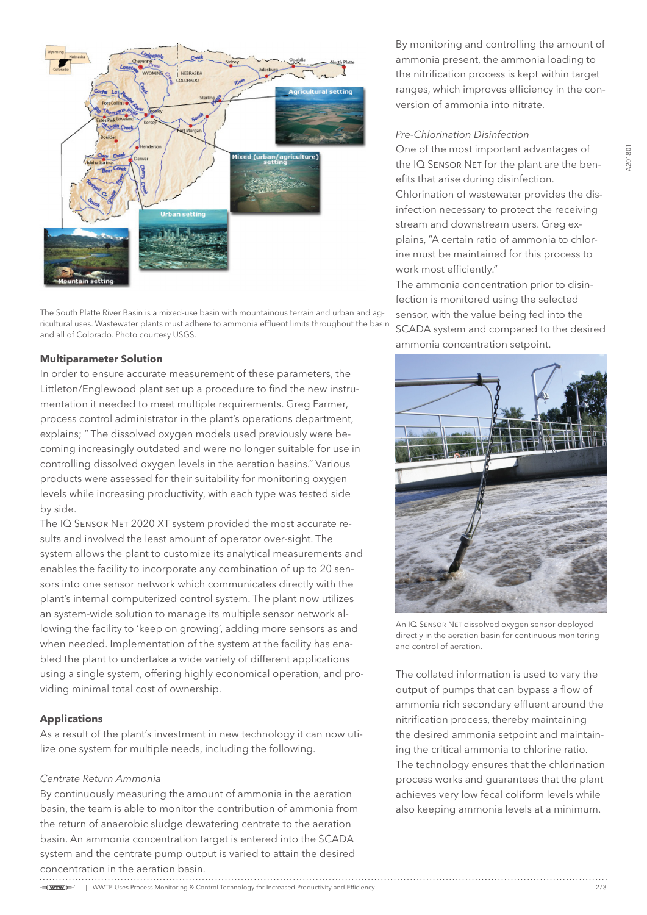The South Platte River Basin is a mixed-use basin with mountainous terrain and urban and agricultural uses. Wastewater plants must adhere to ammonia effluent limits throughout the basin and all of Colorado. Photo courtesy USGS.

### Multiparameter Solution

In order to ensure accurate measurement of these parameters, the Littleton/Englewood plant set up a procedure to find the new instrumentation it needed to meet multiple requirements. Greg Farmer, process control administrator in the plant's operations department, explains; " The dissolved oxygen models used previously were becoming increasingly outdated and were no longer suitable for use in controlling dissolved oxygen levels in the aeration basins." Various products were assessed for their suitability for monitoring oxygen levels while increasing productivity, with each type was tested side by side.

The IQ Sensor Net 2020 XT system provided the most accurate results and involved the least amount of operator over-sight. The system allows the plant to customize its analytical measurements and enables the facility to incorporate any combination of up to 20 sensors into one sensor network which communicates directly with the plant's internal computerized control system. The plant now utilizes an system-wide solution to manage its multiple sensor network allowing the facility to 'keep on growing', adding more sensors as and when needed. Implementation of the system at the facility has enabled the plant to undertake a wide variety of different applications using a single system, offering highly economical operation, and providing minimal total cost of ownership.

### Applications

As a result of the plant's investment in new technology it can now utilize one system for multiple needs, including the following.

*Centrate Return Ammonia*

By continuously measuring the amount of ammonia in the aeration basin, the team is able to monitor the contribution of ammonia from the return of anaerobic sludge dewatering centrate to the aeration basin. An ammonia concentration target is entered into the SCADA system and the centrate pump output is varied to attain the desired concentration in the aeration basin.

By monitoring and controlling the amount of ammonia present, the ammonia loading to the nitrification process is kept within target ranges, which improves efficiency in the conversion of ammonia into nitrate.

*Pre-Chlorination Disinfection*

One of the most important advantages of the IQ Sensor Net for the plant are the benefits that arise during disinfection. Chlorination of wastewater provides the disinfection necessary to protect the receiving stream and downstream users. Greg explains, "A certain ratio of ammonia to chlorine must be maintained for this process to work most efficiently."

The ammonia concentration prior to disinfection is monitored using the selected sensor, with the value being fed into the SCADA system and compared to the desired ammonia concentration setpoint.

An IQ Sensor Net dissolved oxygen sensor deployed directly in the aeration basin for continuous monitoring and control of aeration.

The collated information is used to vary the output of pumps that can bypass a flow of ammonia rich secondary effluent around the nitrification process, thereby maintaining the desired ammonia setpoint and maintaining the critical ammonia to chlorine ratio. The technology ensures that the chlorination process works and guarantees that the plant achieves very low fecal coliform levels while also keeping ammonia levels at a minimum.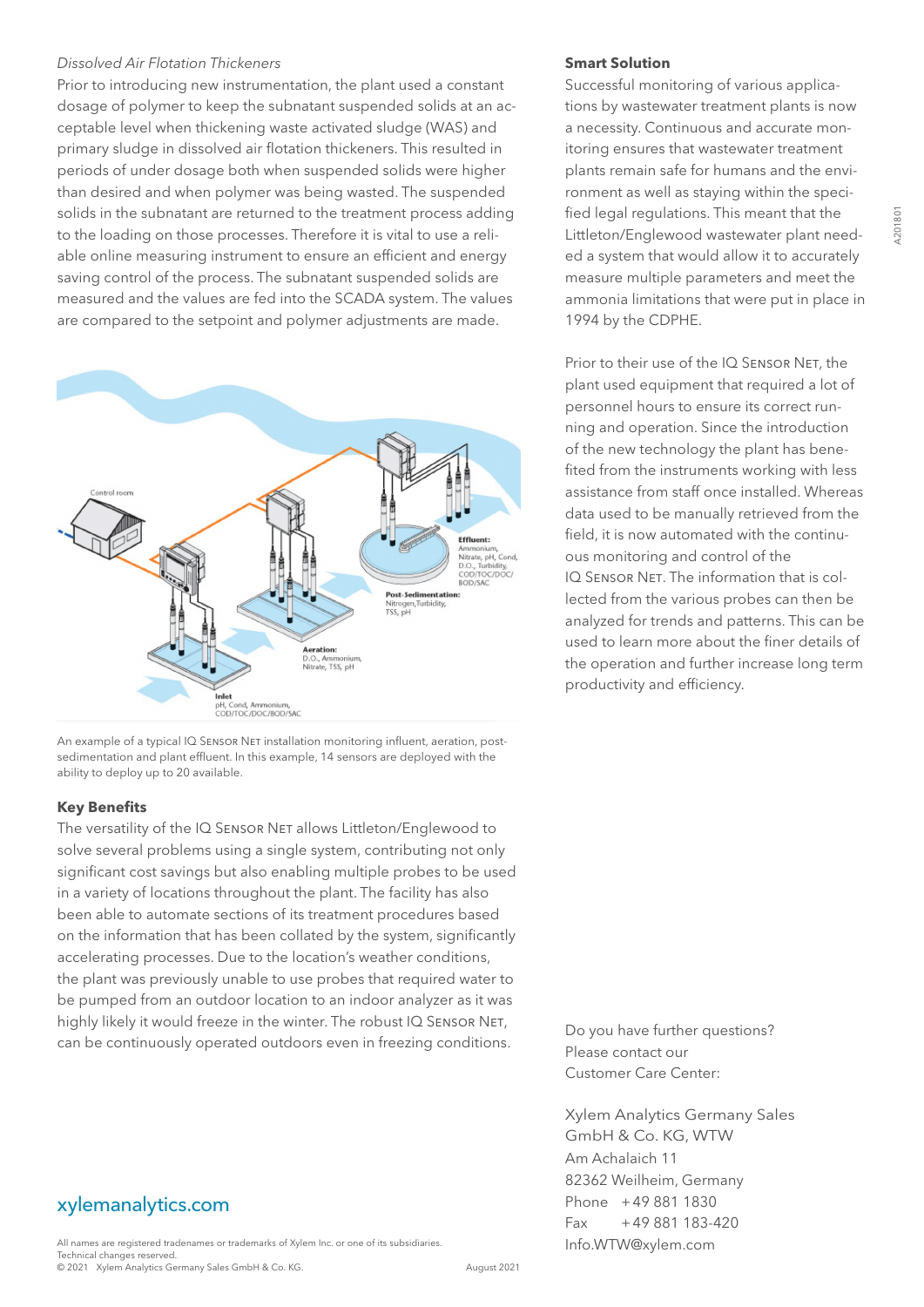*Dissolved Air Flotation Thickeners*

Prior to introducing new instrumentation, the plant used a constant dosage of polymer to keep the subnatant suspended solids at an acceptable level when thickening waste activated sludge (WAS) and primary sludge in dissolved air flotation thickeners. This resulted in periods of under dosage both when suspended solids were higher than desired and when polymer was being wasted. The suspended solids in the subnatant are returned to the treatment process adding to the loading on those processes. Therefore it is vital to use a reliable online measuring instrument to ensure an efficient and energy saving control of the process. The subnatant suspended solids are measured and the values are fed into the SCADA system. The values are compared to the setpoint and polymer adjustments are made.

Control room

Effluent:
Ammonium, Nitrate, pH, Cond, D.O., Turbidity, COD/TOC/DOC/BOD/SAC

Post-Sedimentation:
Nitrogen,Turbidity, TSS, pH

Aeration:
D.O., Ammonium, Nitrate, TSS, pH

Inlet
pH, Cond, Ammonium, COD/TOC/DOC/BOD/SAC

An example of a typical IQ Sensor Net installation monitoring influent, aeration, post-sedimentation and plant effluent. In this example, 14 sensors are deployed with the ability to deploy up to 20 available.

**Key Benefits**

The versatility of the IQ Sensor Net allows Littleton/Englewood to solve several problems using a single system, contributing not only significant cost savings but also enabling multiple probes to be used in a variety of locations throughout the plant. The facility has also been able to automate sections of its treatment procedures based on the information that has been collated by the system, significantly accelerating processes. Due to the location's weather conditions, the plant was previously unable to use probes that required water to be pumped from an outdoor location to an indoor analyzer as it was highly likely it would freeze in the winter. The robust IQ Sensor Net, can be continuously operated outdoors even in freezing conditions.

**Smart Solution**

Successful monitoring of various applications by wastewater treatment plants is now a necessity. Continuous and accurate monitoring ensures that wastewater treatment plants remain safe for humans and the environment as well as staying within the specified legal regulations. This meant that the Littleton/Englewood wastewater plant needed a system that would allow it to accurately measure multiple parameters and meet the ammonia limitations that were put in place in 1994 by the CDPHE.

Prior to their use of the IQ Sensor Net, the plant used equipment that required a lot of personnel hours to ensure its correct running and operation. Since the introduction of the new technology the plant has benefited from the instruments working with less assistance from staff once installed. Whereas data used to be manually retrieved from the field, it is now automated with the continuous monitoring and control of the IQ Sensor Net. The information that is collected from the various probes can then be analyzed for trends and patterns. This can be used to learn more about the finer details of the operation and further increase long term productivity and efficiency.

Do you have further questions?
Please contact our
Customer Care Center:

Xylem Analytics Germany Sales GmbH & Co. KG, WTW
Am Achalaich 11
82362 Weilheim, Germany
Phone +49 881 1830
Fax +49 881 183-420
Info.WTW@xylem.com

xylemanalytics.com

All names are registered tradenames or trademarks of Xylem Inc. or one of its subsidiaries.
Technical changes reserved.
© 2021 Xylem Analytics Germany Sales GmbH & Co. KG. August 2021

A201801